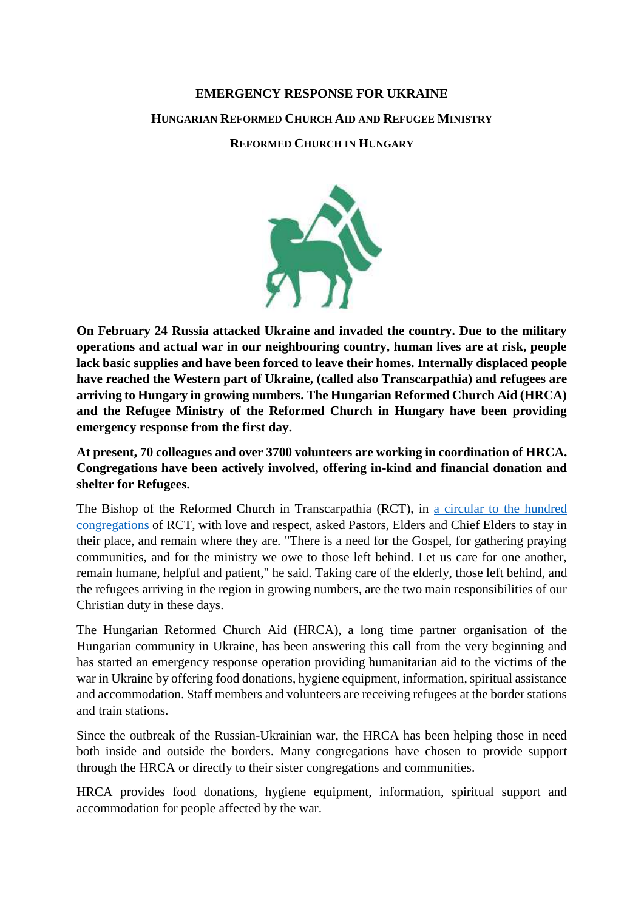# EMERGENCY RESPONSE FOR UKRAINE

## Hungarian Reformed Church Aid and Refugee Ministry

## Reformed Church in Hungary

**On February 24 Russia attacked Ukraine and invaded the country. Due to the military operations and actual war in our neighbouring country, human lives are at risk, people lack basic supplies and have been forced to leave their homes. Internally displaced people have reached the Western part of Ukraine, (called also Transcarpathia) and refugees are arriving to Hungary in growing numbers. The Hungarian Reformed Church Aid (HRCA) and the Refugee Ministry of the Reformed Church in Hungary have been providing emergency response from the first day.**

**At present, 70 colleagues and over 3700 volunteers are working in coordination of HRCA. Congregations have been actively involved, offering in-kind and financial donation and shelter for Refugees.**

The Bishop of the Reformed Church in Transcarpathia (RCT), in [a circular to the hundred congregations]() of RCT, with love and respect, asked Pastors, Elders and Chief Elders to stay in their place, and remain where they are. "There is a need for the Gospel, for gathering praying communities, and for the ministry we owe to those left behind. Let us care for one another, remain humane, helpful and patient," he said. Taking care of the elderly, those left behind, and the refugees arriving in the region in growing numbers, are the two main responsibilities of our Christian duty in these days.

The Hungarian Reformed Church Aid (HRCA), a long time partner organisation of the Hungarian community in Ukraine, has been answering this call from the very beginning and has started an emergency response operation providing humanitarian aid to the victims of the war in Ukraine by offering food donations, hygiene equipment, information, spiritual assistance and accommodation. Staff members and volunteers are receiving refugees at the border stations and train stations.

Since the outbreak of the Russian-Ukrainian war, the HRCA has been helping those in need both inside and outside the borders. Many congregations have chosen to provide support through the HRCA or directly to their sister congregations and communities.

HRCA provides food donations, hygiene equipment, information, spiritual support and accommodation for people affected by the war.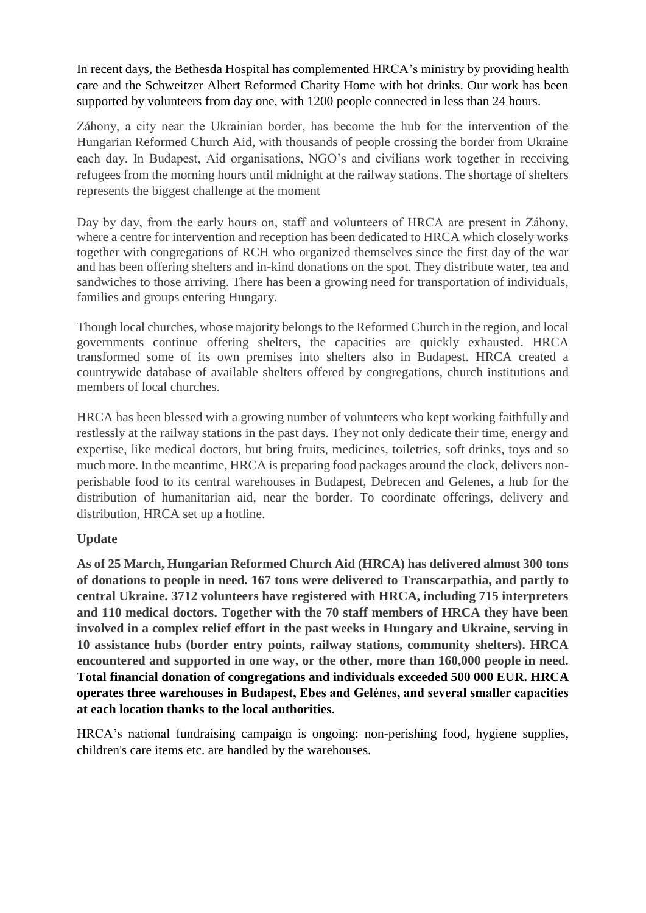In recent days, the Bethesda Hospital has complemented HRCA's ministry by providing health care and the Schweitzer Albert Reformed Charity Home with hot drinks. Our work has been supported by volunteers from day one, with 1200 people connected in less than 24 hours.

Záhony, a city near the Ukrainian border, has become the hub for the intervention of the Hungarian Reformed Church Aid, with thousands of people crossing the border from Ukraine each day. In Budapest, Aid organisations, NGO's and civilians work together in receiving refugees from the morning hours until midnight at the railway stations. The shortage of shelters represents the biggest challenge at the moment

Day by day, from the early hours on, staff and volunteers of HRCA are present in Záhony, where a centre for intervention and reception has been dedicated to HRCA which closely works together with congregations of RCH who organized themselves since the first day of the war and has been offering shelters and in-kind donations on the spot. They distribute water, tea and sandwiches to those arriving. There has been a growing need for transportation of individuals, families and groups entering Hungary.

Though local churches, whose majority belongs to the Reformed Church in the region, and local governments continue offering shelters, the capacities are quickly exhausted. HRCA transformed some of its own premises into shelters also in Budapest. HRCA created a countrywide database of available shelters offered by congregations, church institutions and members of local churches.

HRCA has been blessed with a growing number of volunteers who kept working faithfully and restlessly at the railway stations in the past days. They not only dedicate their time, energy and expertise, like medical doctors, but bring fruits, medicines, toiletries, soft drinks, toys and so much more. In the meantime, HRCA is preparing food packages around the clock, delivers non-perishable food to its central warehouses in Budapest, Debrecen and Gelenes, a hub for the distribution of humanitarian aid, near the border. To coordinate offerings, delivery and distribution, HRCA set up a hotline.

**Update**

**As of 25 March, Hungarian Reformed Church Aid (HRCA) has delivered almost 300 tons of donations to people in need. 167 tons were delivered to Transcarpathia, and partly to central Ukraine. 3712 volunteers have registered with HRCA, including 715 interpreters and 110 medical doctors. Together with the 70 staff members of HRCA they have been involved in a complex relief effort in the past weeks in Hungary and Ukraine, serving in 10 assistance hubs (border entry points, railway stations, community shelters). HRCA encountered and supported in one way, or the other, more than 160,000 people in need. Total financial donation of congregations and individuals exceeded 500 000 EUR. HRCA operates three warehouses in Budapest, Ebes and Gelénes, and several smaller capacities at each location thanks to the local authorities.**

HRCA's national fundraising campaign is ongoing: non-perishing food, hygiene supplies, children's care items etc. are handled by the warehouses.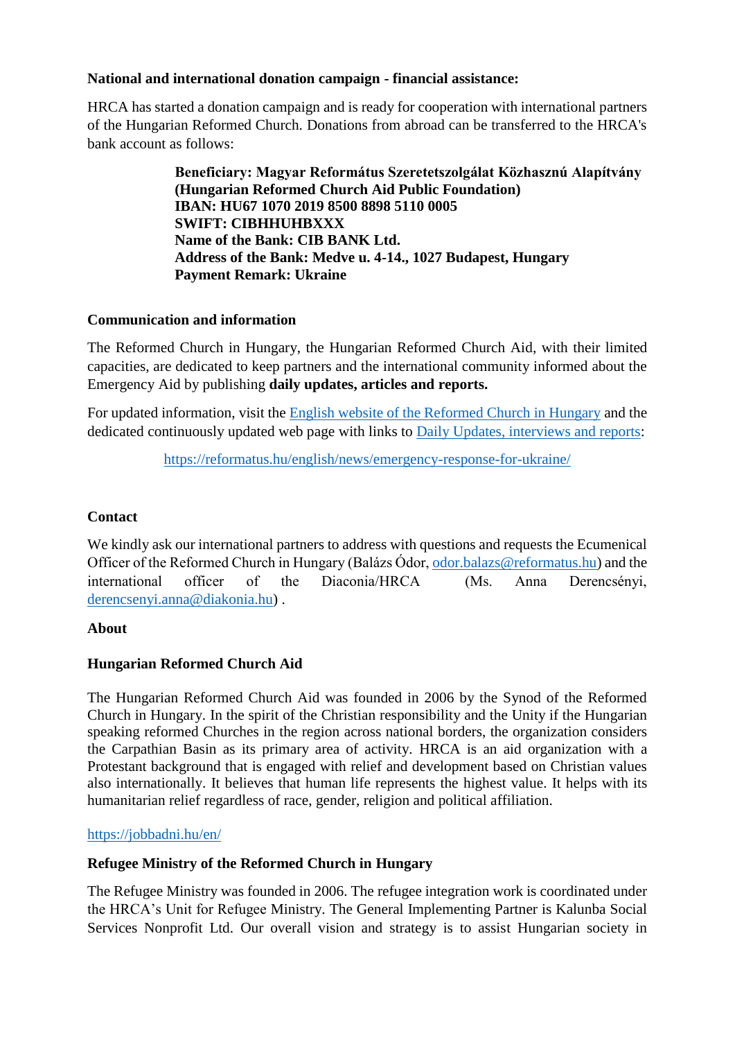**National and international donation campaign - financial assistance:**

HRCA has started a donation campaign and is ready for cooperation with international partners of the Hungarian Reformed Church. Donations from abroad can be transferred to the HRCA's bank account as follows:

> **Beneficiary: Magyar Református Szeretetszolgálat Közhasznú Alapítvány (Hungarian Reformed Church Aid Public Foundation)**
> **IBAN: HU67 1070 2019 8500 8898 5110 0005**
> **SWIFT: CIBHHUHBXXX**
> **Name of the Bank: CIB BANK Ltd.**
> **Address of the Bank: Medve u. 4-14., 1027 Budapest, Hungary**
> **Payment Remark: Ukraine**

**Communication and information**

The Reformed Church in Hungary, the Hungarian Reformed Church Aid, with their limited capacities, are dedicated to keep partners and the international community informed about the Emergency Aid by publishing **daily updates, articles and reports.**

For updated information, visit the [English website of the Reformed Church in Hungary]() and the dedicated continuously updated web page with links to [Daily Updates, interviews and reports]():

https://reformatus.hu/english/news/emergency-response-for-ukraine/

**Contact**

We kindly ask our international partners to address with questions and requests the Ecumenical Officer of the Reformed Church in Hungary (Balázs Ódor, odor.balazs@reformatus.hu) and the international officer of the Diaconia/HRCA (Ms. Anna Derencsényi, derencsenyi.anna@diakonia.hu) .

**About**

**Hungarian Reformed Church Aid**

The Hungarian Reformed Church Aid was founded in 2006 by the Synod of the Reformed Church in Hungary. In the spirit of the Christian responsibility and the Unity if the Hungarian speaking reformed Churches in the region across national borders, the organization considers the Carpathian Basin as its primary area of activity. HRCA is an aid organization with a Protestant background that is engaged with relief and development based on Christian values also internationally. It believes that human life represents the highest value. It helps with its humanitarian relief regardless of race, gender, religion and political affiliation.

https://jobbadni.hu/en/

**Refugee Ministry of the Reformed Church in Hungary**

The Refugee Ministry was founded in 2006. The refugee integration work is coordinated under the HRCA's Unit for Refugee Ministry. The General Implementing Partner is Kalunba Social Services Nonprofit Ltd. Our overall vision and strategy is to assist Hungarian society in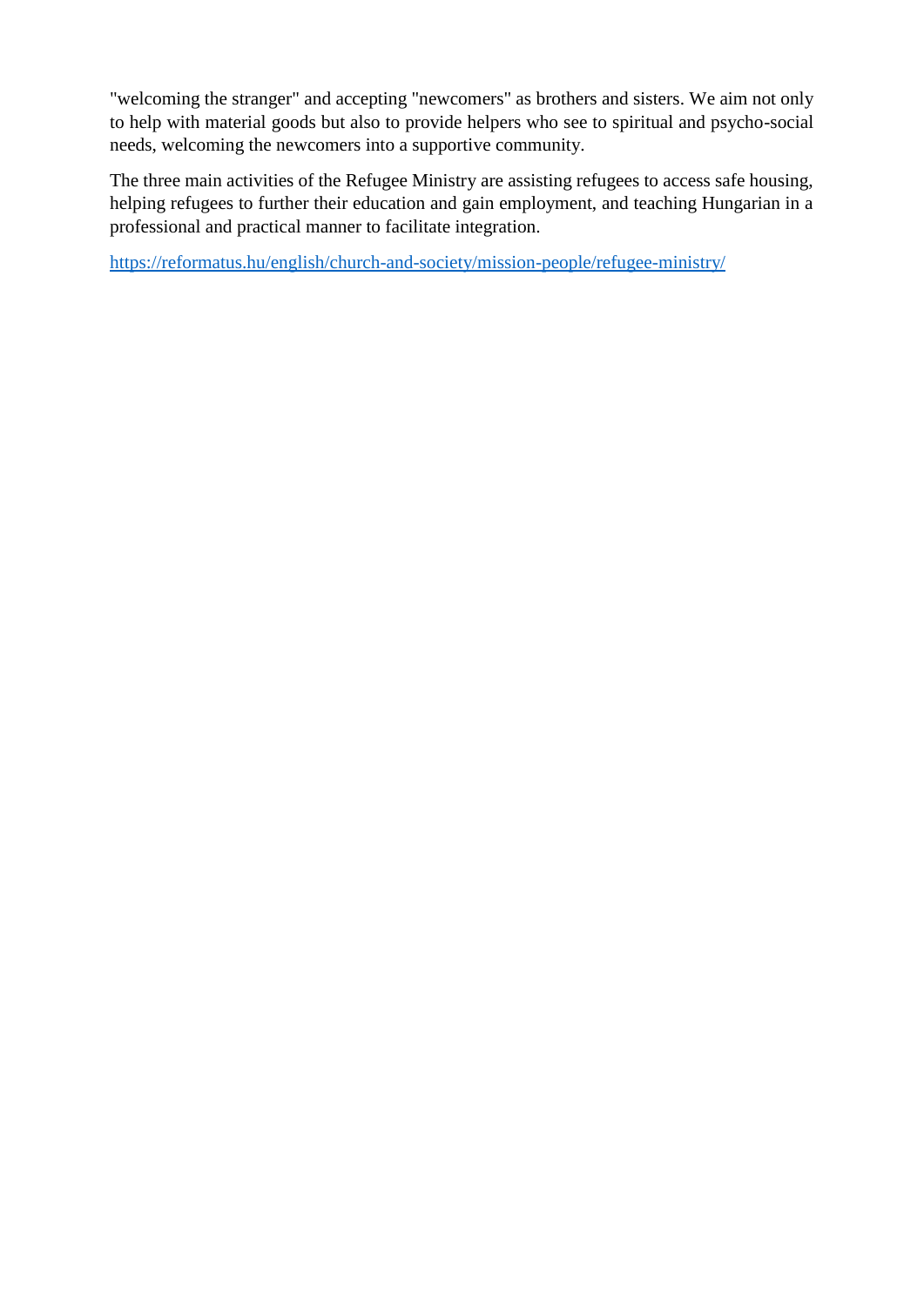"welcoming the stranger" and accepting "newcomers" as brothers and sisters. We aim not only to help with material goods but also to provide helpers who see to spiritual and psycho-social needs, welcoming the newcomers into a supportive community.

The three main activities of the Refugee Ministry are assisting refugees to access safe housing, helping refugees to further their education and gain employment, and teaching Hungarian in a professional and practical manner to facilitate integration.

https://reformatus.hu/english/church-and-society/mission-people/refugee-ministry/